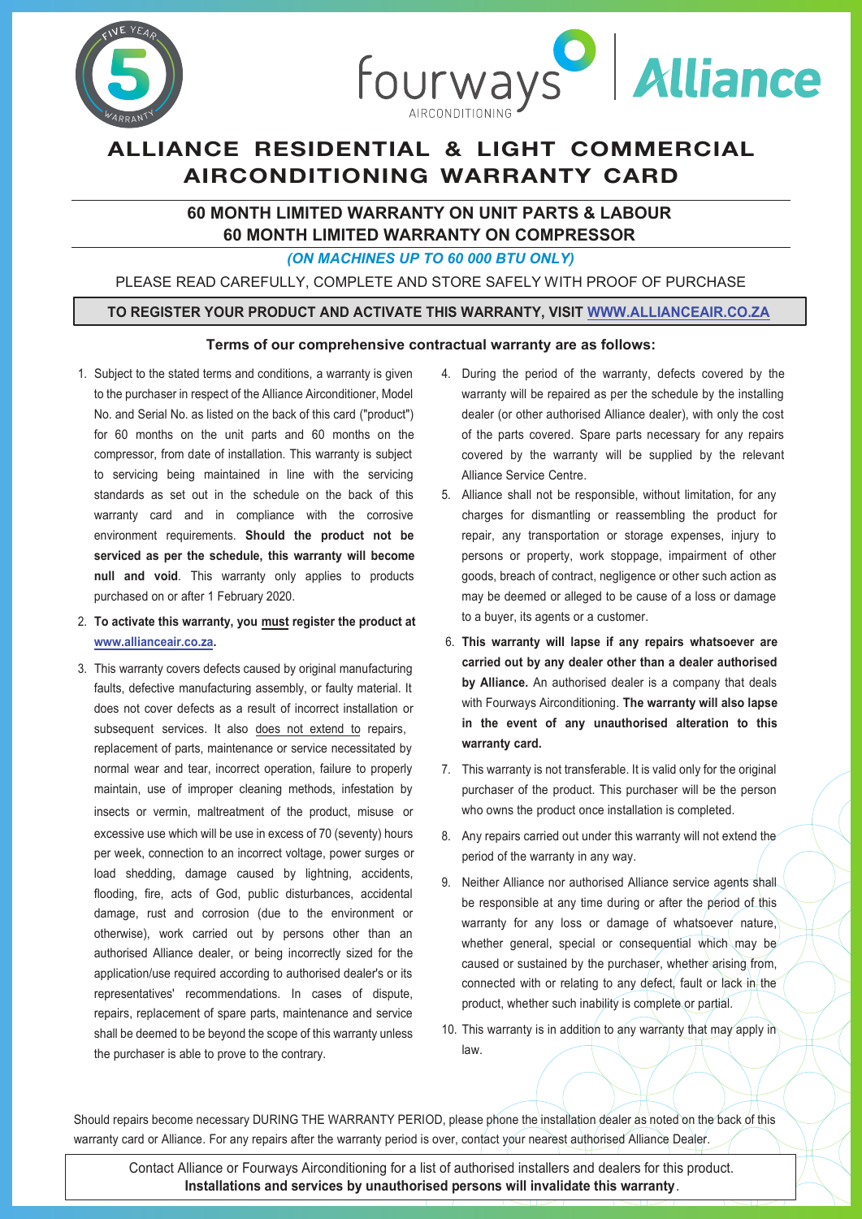# ALLIANCE RESIDENTIAL & LIGHT COMMERCIAL AIRCONDITIONING WARRANTY CARD

## 60 MONTH LIMITED WARRANTY ON UNIT PARTS & LABOUR
## 60 MONTH LIMITED WARRANTY ON COMPRESSOR

***(ON MACHINES UP TO 60 000 BTU ONLY)***

PLEASE READ CAREFULLY, COMPLETE AND STORE SAFELY WITH PROOF OF PURCHASE

**TO REGISTER YOUR PRODUCT AND ACTIVATE THIS WARRANTY, VISIT WWW.ALLIANCEAIR.CO.ZA**

**Terms of our comprehensive contractual warranty are as follows:**

1. Subject to the stated terms and conditions, a warranty is given to the purchaser in respect of the Alliance Airconditioner, Model No. and Serial No. as listed on the back of this card ("product") for 60 months on the unit parts and 60 months on the compressor, from date of installation. This warranty is subject to servicing being maintained in line with the servicing standards as set out in the schedule on the back of this warranty card and in compliance with the corrosive environment requirements. **Should the product not be serviced as per the schedule, this warranty will become null and void**. This warranty only applies to products purchased on or after 1 February 2020.
2. **To activate this warranty, you must register the product at www.allianceair.co.za.**
3. This warranty covers defects caused by original manufacturing faults, defective manufacturing assembly, or faulty material. It does not cover defects as a result of incorrect installation or subsequent services. It also does not extend to repairs, replacement of parts, maintenance or service necessitated by normal wear and tear, incorrect operation, failure to properly maintain, use of improper cleaning methods, infestation by insects or vermin, maltreatment of the product, misuse or excessive use which will be use in excess of 70 (seventy) hours per week, connection to an incorrect voltage, power surges or load shedding, damage caused by lightning, accidents, flooding, fire, acts of God, public disturbances, accidental damage, rust and corrosion (due to the environment or otherwise), work carried out by persons other than an authorised Alliance dealer, or being incorrectly sized for the application/use required according to authorised dealer's or its representatives' recommendations. In cases of dispute, repairs, replacement of spare parts, maintenance and service shall be deemed to be beyond the scope of this warranty unless the purchaser is able to prove to the contrary.
4. During the period of the warranty, defects covered by the warranty will be repaired as per the schedule by the installing dealer (or other authorised Alliance dealer), with only the cost of the parts covered. Spare parts necessary for any repairs covered by the warranty will be supplied by the relevant Alliance Service Centre.
5. Alliance shall not be responsible, without limitation, for any charges for dismantling or reassembling the product for repair, any transportation or storage expenses, injury to persons or property, work stoppage, impairment of other goods, breach of contract, negligence or other such action as may be deemed or alleged to be cause of a loss or damage to a buyer, its agents or a customer.
6. **This warranty will lapse if any repairs whatsoever are carried out by any dealer other than a dealer authorised by Alliance.** An authorised dealer is a company that deals with Fourways Airconditioning. **The warranty will also lapse in the event of any unauthorised alteration to this warranty card.**
7. This warranty is not transferable. It is valid only for the original purchaser of the product. This purchaser will be the person who owns the product once installation is completed.
8. Any repairs carried out under this warranty will not extend the period of the warranty in any way.
9. Neither Alliance nor authorised Alliance service agents shall be responsible at any time during or after the period of this warranty for any loss or damage of whatsoever nature, whether general, special or consequential which may be caused or sustained by the purchaser, whether arising from, connected with or relating to any defect, fault or lack in the product, whether such inability is complete or partial.
10. This warranty is in addition to any warranty that may apply in law.

Should repairs become necessary DURING THE WARRANTY PERIOD, please phone the installation dealer as noted on the back of this warranty card or Alliance. For any repairs after the warranty period is over, contact your nearest authorised Alliance Dealer.

Contact Alliance or Fourways Airconditioning for a list of authorised installers and dealers for this product.
**Installations and services by unauthorised persons will invalidate this warranty**.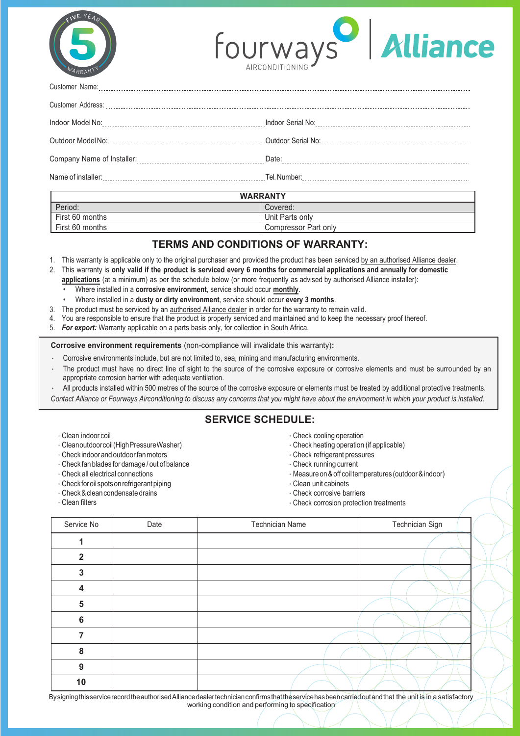FIVE YEAR 5 WARRANTY

fourways AIRCONDITIONING | Alliance

Customer Name:

Customer Address:

Indoor Model No: Indoor Serial No:

Outdoor Model No: Outdoor Serial No:

Company Name of Installer: Date:

Name of installer: Tel. Number:

| WARRANTY | |
|---|---|
| Period: | Covered: |
| First 60 months | Unit Parts only |
| First 60 months | Compressor Part only |

## TERMS AND CONDITIONS OF WARRANTY:

1. This warranty is applicable only to the original purchaser and provided the product has been serviced by an authorised Alliance dealer.
2. This warranty is **only valid if the product is serviced every 6 months for commercial applications and annually for domestic applications** (at a minimum) as per the schedule below (or more frequently as advised by authorised Alliance installer):
   - Where installed in a **corrosive environment**, service should occur **monthly**.
   - Where installed in a **dusty or dirty environment**, service should occur **every 3 months**.
3. The product must be serviced by an authorised Alliance dealer in order for the warranty to remain valid.
4. You are responsible to ensure that the product is properly serviced and maintained and to keep the necessary proof thereof.
5. ***For export:*** Warranty applicable on a parts basis only, for collection in South Africa.

**Corrosive environment requirements** (non-compliance will invalidate this warranty)**:**

- Corrosive environments include, but are not limited to, sea, mining and manufacturing environments.
- The product must have no direct line of sight to the source of the corrosive exposure or corrosive elements and must be surrounded by an appropriate corrosion barrier with adequate ventilation.
- All products installed within 500 metres of the source of the corrosive exposure or elements must be treated by additional protective treatments.

*Contact Alliance or Fourways Airconditioning to discuss any concerns that you might have about the environment in which your product is installed.*

## SERVICE SCHEDULE:

- Clean indoor coil
- Clean outdoor coil (High Pressure Washer)
- Check indoor and outdoor fan motors
- Check fan blades for damage / out of balance
- Check all electrical connections
- Check for oil spots on refrigerant piping
- Check & clean condensate drains
- Clean filters
- Check cooling operation
- Check heating operation (if applicable)
- Check refrigerant pressures
- Check running current
- Measure on & off coil temperatures (outdoor & indoor)
- Clean unit cabinets
- Check corrosive barriers
- Check corrosion protection treatments

| Service No | Date | Technician Name | Technician Sign |
|---|---|---|---|
| **1** | | | |
| **2** | | | |
| **3** | | | |
| **4** | | | |
| **5** | | | |
| **6** | | | |
| **7** | | | |
| **8** | | | |
| **9** | | | |
| **10** | | | |

By signing this service record the authorised Alliance dealer technician confirms that the service has been carried out and that the unit is in a satisfactory working condition and performing to specification